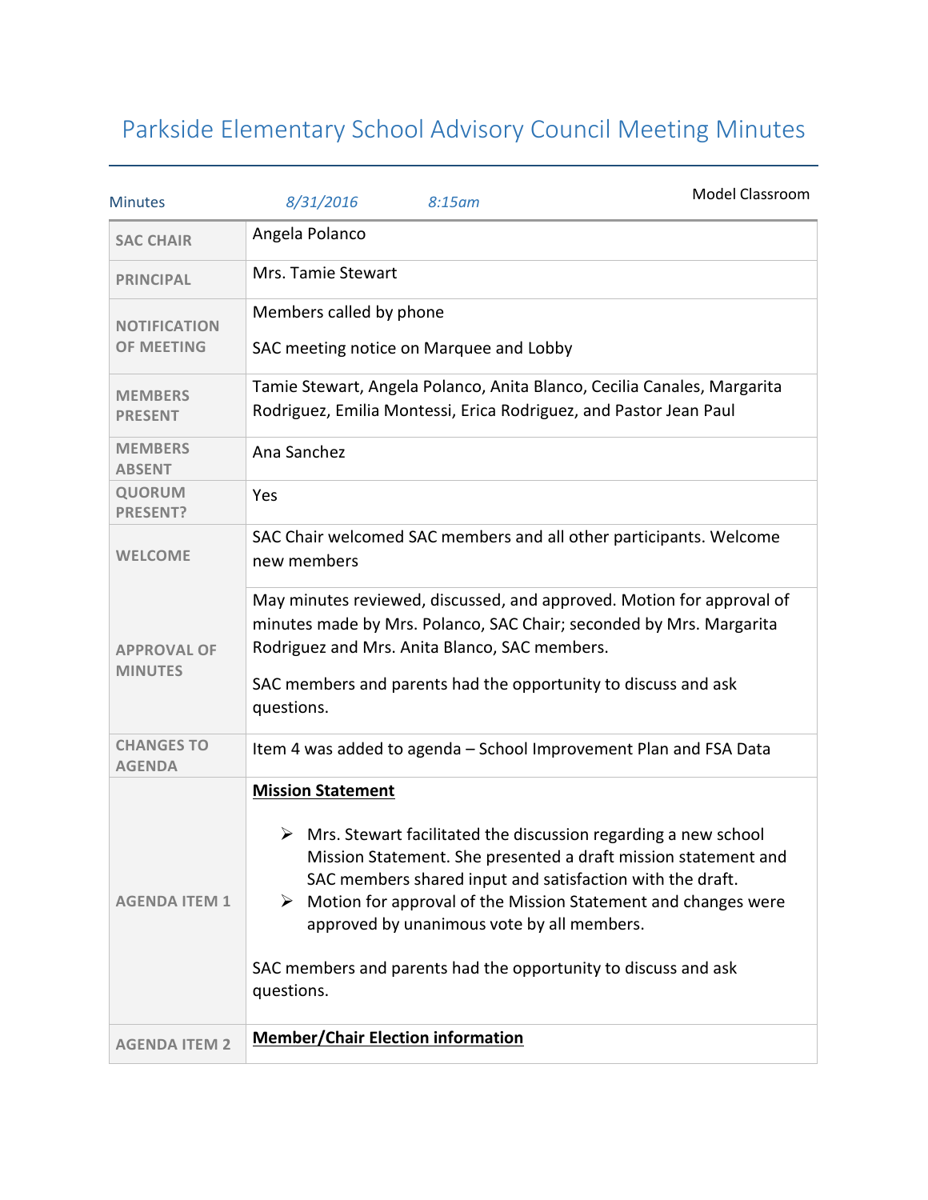# Parkside Elementary School Advisory Council Meeting Minutes

| Minutes | *8/31/2016* | *8:15am* | Model Classroom |
|---|---|---|---|

| | |
|---|---|
| **SAC CHAIR** | Angela Polanco |
| **PRINCIPAL** | Mrs. Tamie Stewart |
| **NOTIFICATION OF MEETING** | Members called by phone<br><br>SAC meeting notice on Marquee and Lobby |
| **MEMBERS PRESENT** | Tamie Stewart, Angela Polanco, Anita Blanco, Cecilia Canales, Margarita Rodriguez, Emilia Montessi, Erica Rodriguez, and Pastor Jean Paul |
| **MEMBERS ABSENT** | Ana Sanchez |
| **QUORUM PRESENT?** | Yes |
| **WELCOME** | SAC Chair welcomed SAC members and all other participants. Welcome new members |
| **APPROVAL OF MINUTES** | May minutes reviewed, discussed, and approved. Motion for approval of minutes made by Mrs. Polanco, SAC Chair; seconded by Mrs. Margarita Rodriguez and Mrs. Anita Blanco, SAC members.<br><br>SAC members and parents had the opportunity to discuss and ask questions. |
| **CHANGES TO AGENDA** | Item 4 was added to agenda – School Improvement Plan and FSA Data |
| **AGENDA ITEM 1** | **<u>Mission Statement</u>**<br><br>➢ Mrs. Stewart facilitated the discussion regarding a new school Mission Statement. She presented a draft mission statement and SAC members shared input and satisfaction with the draft.<br>➢ Motion for approval of the Mission Statement and changes were approved by unanimous vote by all members.<br><br>SAC members and parents had the opportunity to discuss and ask questions. |
| **AGENDA ITEM 2** | **<u>Member/Chair Election information</u>** |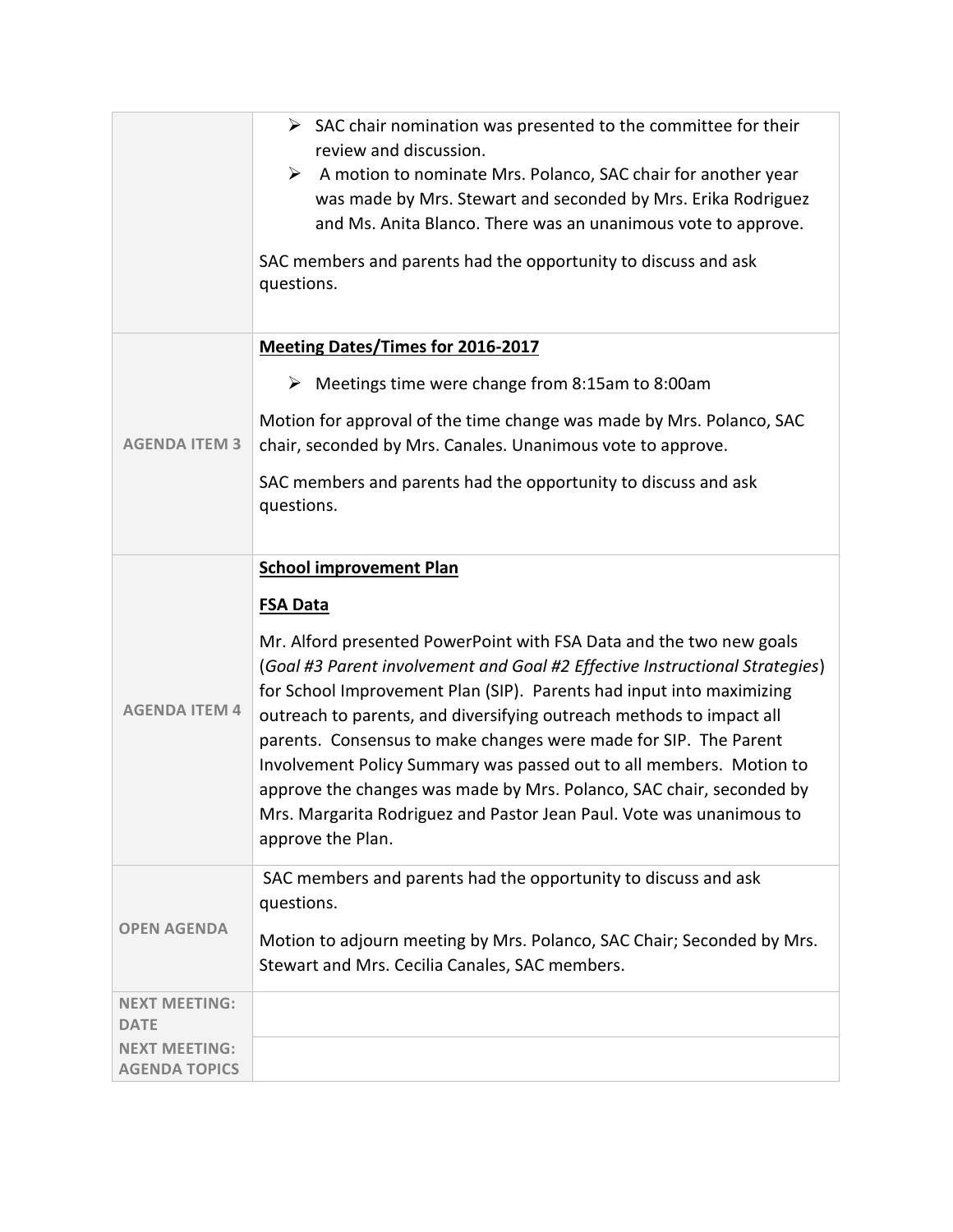| | |
|---|---|
| | ➢ SAC chair nomination was presented to the committee for their review and discussion.<br>➢ A motion to nominate Mrs. Polanco, SAC chair for another year was made by Mrs. Stewart and seconded by Mrs. Erika Rodriguez and Ms. Anita Blanco. There was an unanimous vote to approve.<br><br>SAC members and parents had the opportunity to discuss and ask questions. |
| **AGENDA ITEM 3** | **<u>Meeting Dates/Times for 2016-2017</u>**<br><br>➢ Meetings time were change from 8:15am to 8:00am<br><br>Motion for approval of the time change was made by Mrs. Polanco, SAC chair, seconded by Mrs. Canales. Unanimous vote to approve.<br><br>SAC members and parents had the opportunity to discuss and ask questions. |
| **AGENDA ITEM 4** | **<u>School improvement Plan</u>**<br><br>**<u>FSA Data</u>**<br><br>Mr. Alford presented PowerPoint with FSA Data and the two new goals (*Goal #3 Parent involvement and Goal #2 Effective Instructional Strategies*) for School Improvement Plan (SIP). Parents had input into maximizing outreach to parents, and diversifying outreach methods to impact all parents. Consensus to make changes were made for SIP. The Parent Involvement Policy Summary was passed out to all members. Motion to approve the changes was made by Mrs. Polanco, SAC chair, seconded by Mrs. Margarita Rodriguez and Pastor Jean Paul. Vote was unanimous to approve the Plan. |
| **OPEN AGENDA** | SAC members and parents had the opportunity to discuss and ask questions.<br><br>Motion to adjourn meeting by Mrs. Polanco, SAC Chair; Seconded by Mrs. Stewart and Mrs. Cecilia Canales, SAC members. |
| **NEXT MEETING: DATE** | |
| **NEXT MEETING: AGENDA TOPICS** | |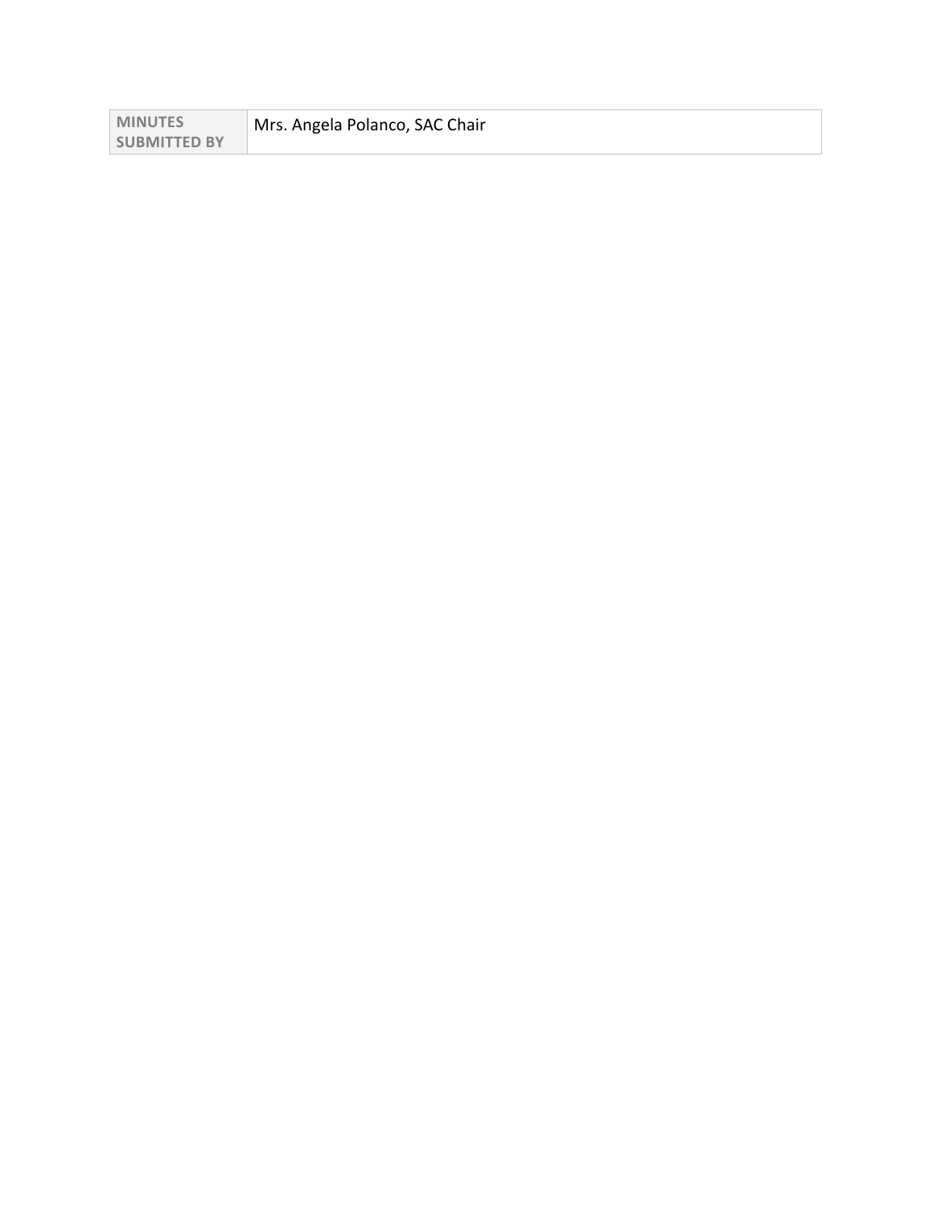| | |
|---|---|
| MINUTES SUBMITTED BY | Mrs. Angela Polanco, SAC Chair |